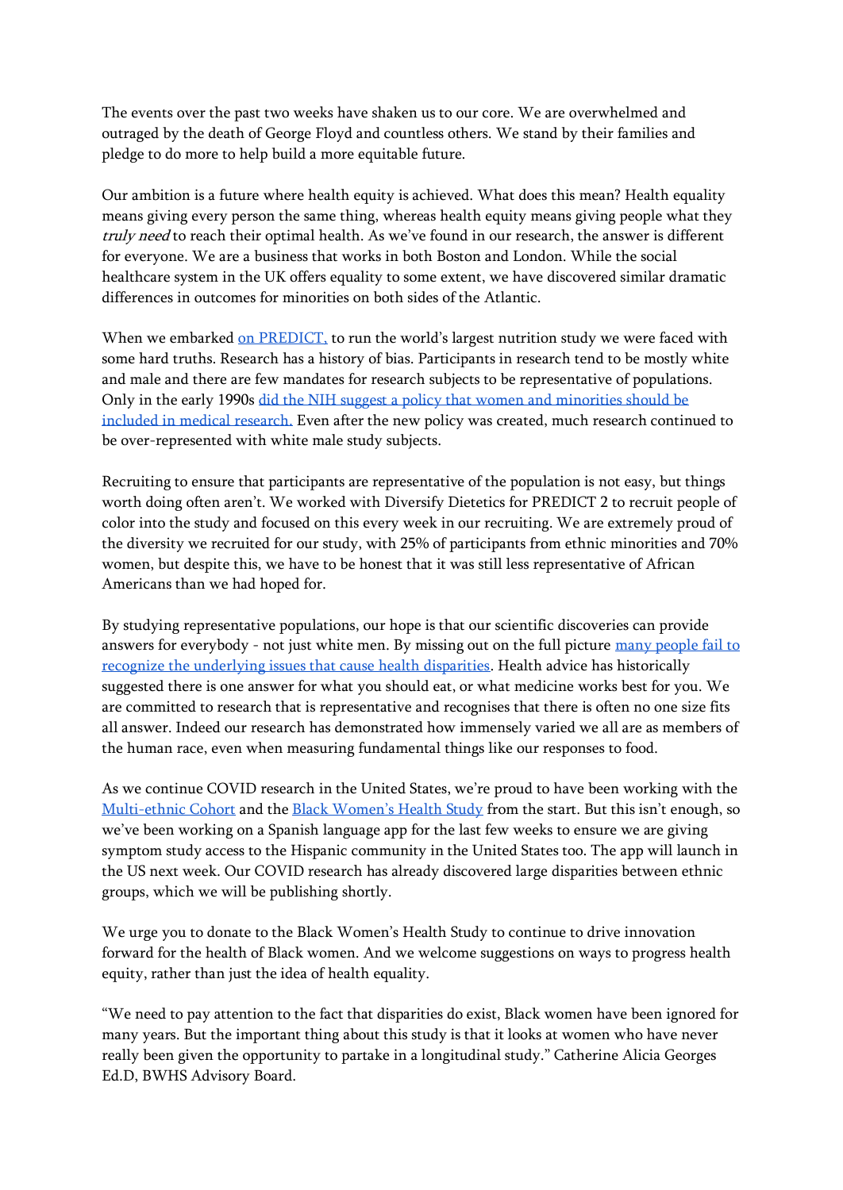The events over the past two weeks have shaken us to our core. We are overwhelmed and outraged by the death of George Floyd and countless others. We stand by their families and pledge to do more to help build a more equitable future.

Our ambition is a future where health equity is achieved. What does this mean? Health equality means giving every person the same thing, whereas health equity means giving people what they *truly need* to reach their optimal health. As we've found in our research, the answer is different for everyone. We are a business that works in both Boston and London. While the social healthcare system in the UK offers equality to some extent, we have discovered similar dramatic differences in outcomes for minorities on both sides of the Atlantic.

When we embarked [on PREDICT,] to run the world's largest nutrition study we were faced with some hard truths. Research has a history of bias. Participants in research tend to be mostly white and male and there are few mandates for research subjects to be representative of populations. Only in the early 1990s [did the NIH suggest a policy that women and minorities should be included in medical research.] Even after the new policy was created, much research continued to be over-represented with white male study subjects.

Recruiting to ensure that participants are representative of the population is not easy, but things worth doing often aren't. We worked with Diversify Dietetics for PREDICT 2 to recruit people of color into the study and focused on this every week in our recruiting. We are extremely proud of the diversity we recruited for our study, with 25% of participants from ethnic minorities and 70% women, but despite this, we have to be honest that it was still less representative of African Americans than we had hoped for.

By studying representative populations, our hope is that our scientific discoveries can provide answers for everybody - not just white men. By missing out on the full picture [many people fail to recognize the underlying issues that cause health disparities]. Health advice has historically suggested there is one answer for what you should eat, or what medicine works best for you. We are committed to research that is representative and recognises that there is often no one size fits all answer. Indeed our research has demonstrated how immensely varied we all are as members of the human race, even when measuring fundamental things like our responses to food.

As we continue COVID research in the United States, we're proud to have been working with the [Multi-ethnic Cohort] and the [Black Women's Health Study] from the start. But this isn't enough, so we've been working on a Spanish language app for the last few weeks to ensure we are giving symptom study access to the Hispanic community in the United States too. The app will launch in the US next week. Our COVID research has already discovered large disparities between ethnic groups, which we will be publishing shortly.

We urge you to donate to the Black Women's Health Study to continue to drive innovation forward for the health of Black women. And we welcome suggestions on ways to progress health equity, rather than just the idea of health equality.

"We need to pay attention to the fact that disparities do exist, Black women have been ignored for many years. But the important thing about this study is that it looks at women who have never really been given the opportunity to partake in a longitudinal study." Catherine Alicia Georges Ed.D, BWHS Advisory Board.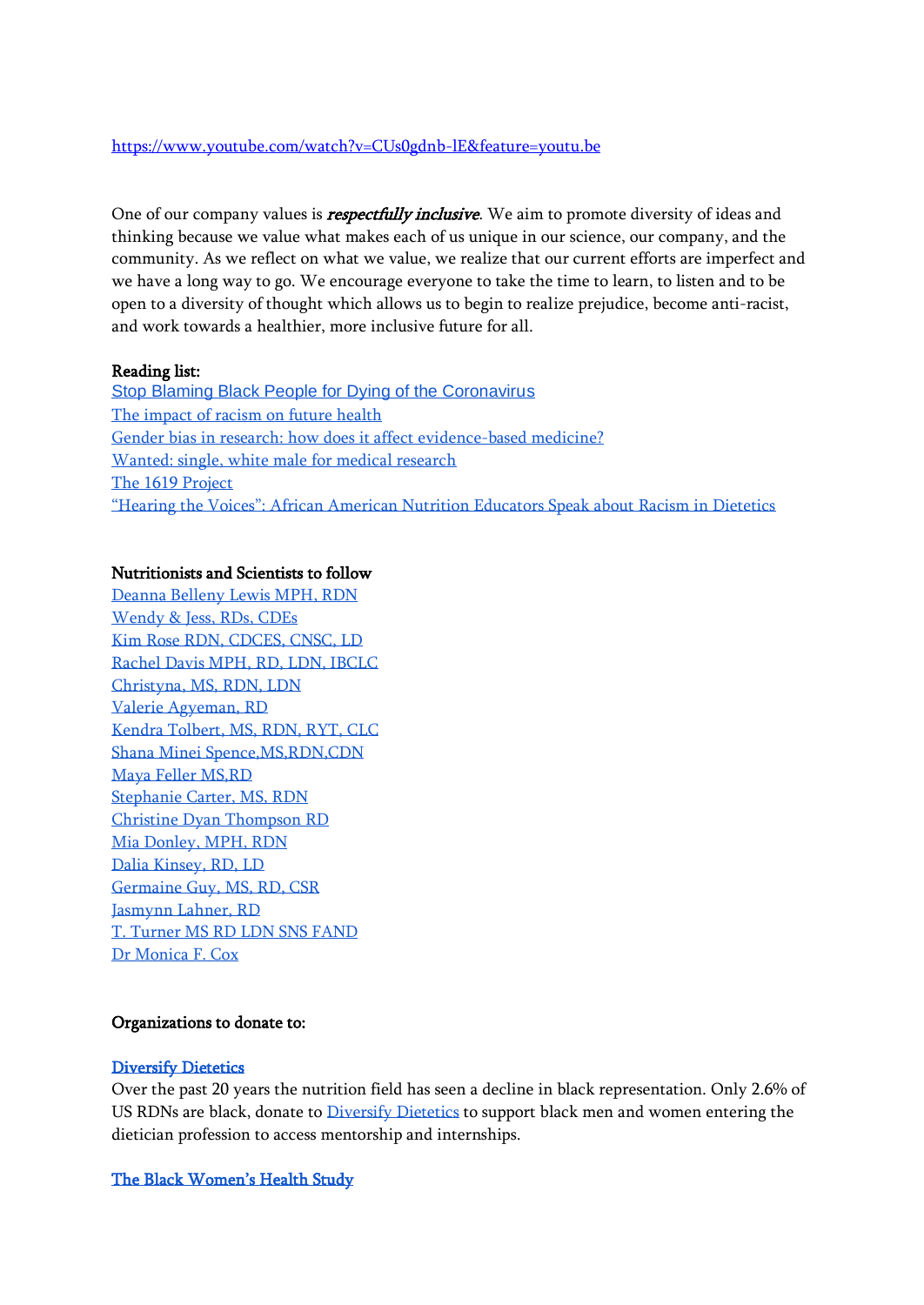https://www.youtube.com/watch?v=CUs0gdnb-lE&feature=youtu.be

One of our company values is ***respectfully inclusive***. We aim to promote diversity of ideas and thinking because we value what makes each of us unique in our science, our company, and the community. As we reflect on what we value, we realize that our current efforts are imperfect and we have a long way to go. We encourage everyone to take the time to learn, to listen and to be open to a diversity of thought which allows us to begin to realize prejudice, become anti-racist, and work towards a healthier, more inclusive future for all.

**Reading list:**

Stop Blaming Black People for Dying of the Coronavirus
The impact of racism on future health
Gender bias in research: how does it affect evidence-based medicine?
Wanted: single, white male for medical research
The 1619 Project
"Hearing the Voices": African American Nutrition Educators Speak about Racism in Dietetics

**Nutritionists and Scientists to follow**

Deanna Belleny Lewis MPH, RDN
Wendy & Jess, RDs, CDEs
Kim Rose RDN, CDCES, CNSC, LD
Rachel Davis MPH, RD, LDN, IBCLC
Christyna, MS, RDN, LDN
Valerie Agyeman, RD
Kendra Tolbert, MS, RDN, RYT, CLC
Shana Minei Spence,MS,RDN,CDN
Maya Feller MS,RD
Stephanie Carter, MS, RDN
Christine Dyan Thompson RD
Mia Donley, MPH, RDN
Dalia Kinsey, RD, LD
Germaine Guy, MS, RD, CSR
Jasmynn Lahner, RD
T. Turner MS RD LDN SNS FAND
Dr Monica F. Cox

**Organizations to donate to:**

**Diversify Dietetics**

Over the past 20 years the nutrition field has seen a decline in black representation. Only 2.6% of US RDNs are black, donate to Diversify Dietetics to support black men and women entering the dietician profession to access mentorship and internships.

**The Black Women's Health Study**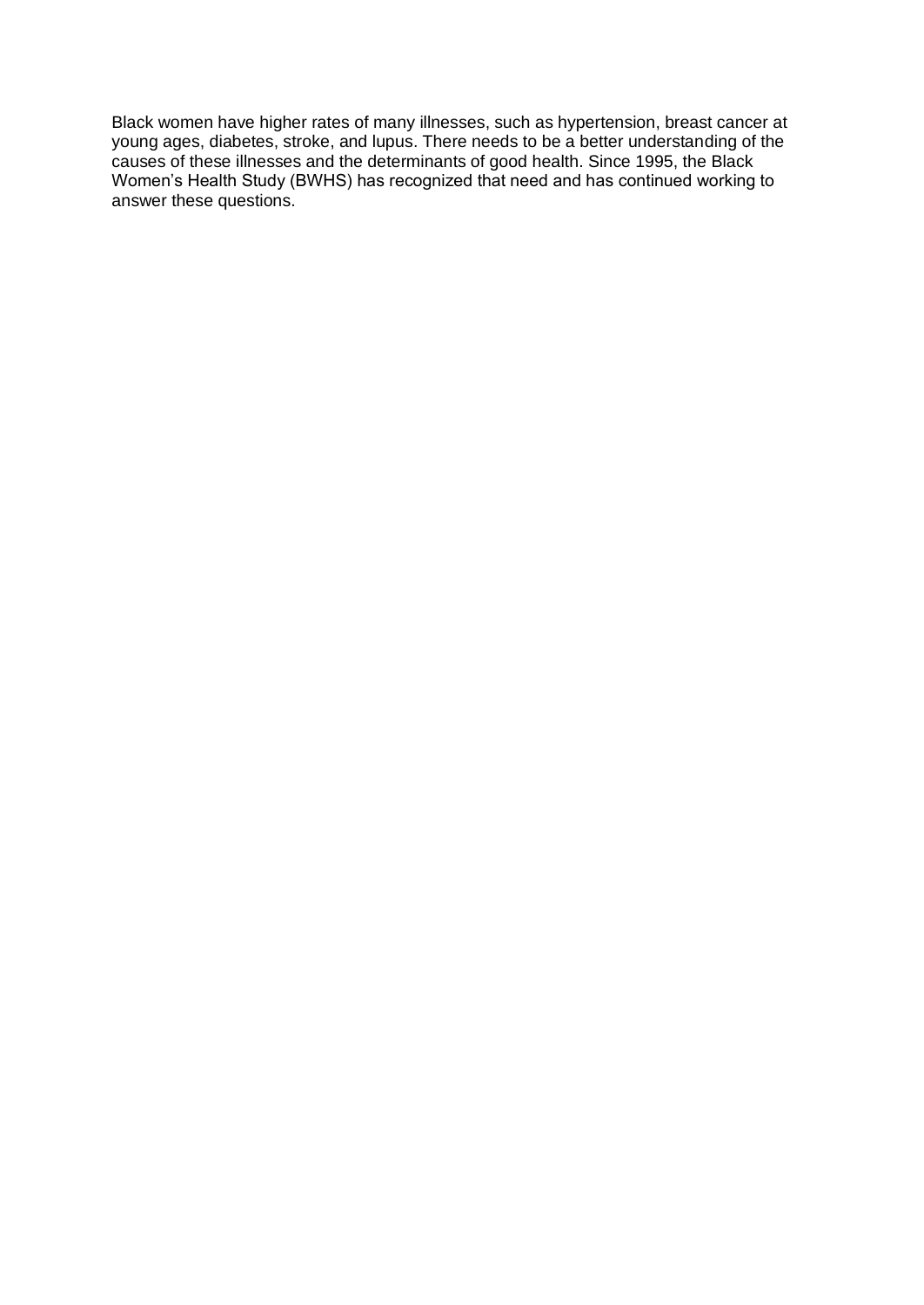Black women have higher rates of many illnesses, such as hypertension, breast cancer at young ages, diabetes, stroke, and lupus. There needs to be a better understanding of the causes of these illnesses and the determinants of good health. Since 1995, the Black Women's Health Study (BWHS) has recognized that need and has continued working to answer these questions.